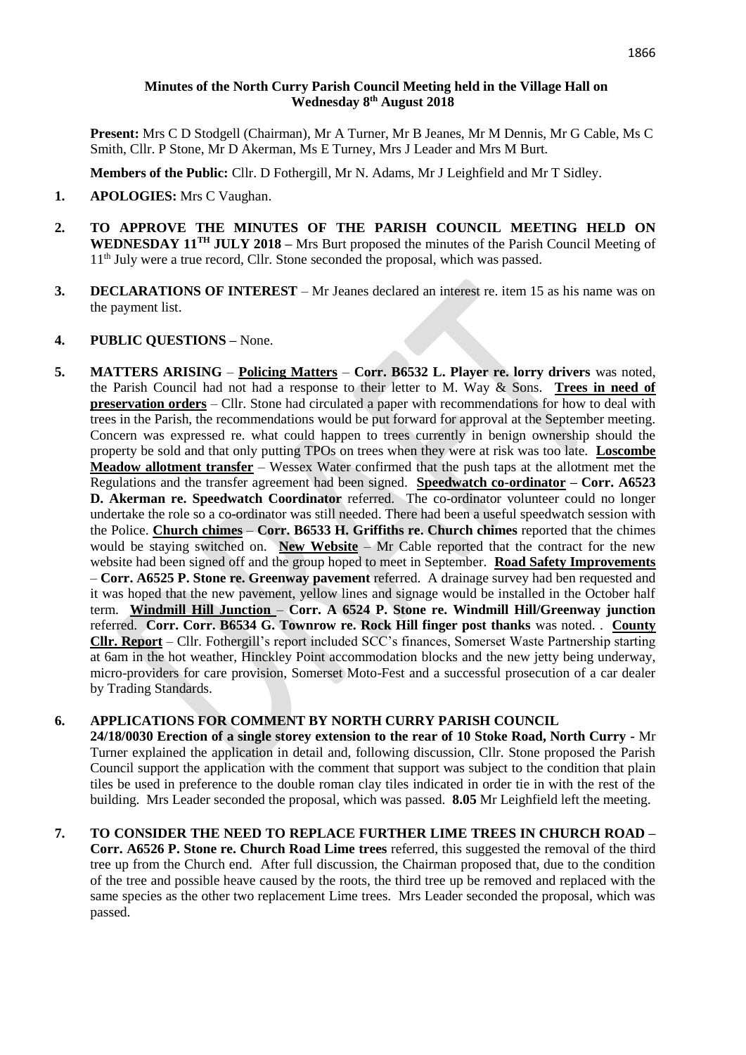# Minutes of the North Curry Parish Council Meeting held in the Village Hall on Wednesday 8th August 2018

**Present:** Mrs C D Stodgell (Chairman), Mr A Turner, Mr B Jeanes, Mr M Dennis, Mr G Cable, Ms C Smith, Cllr. P Stone, Mr D Akerman, Ms E Turney, Mrs J Leader and Mrs M Burt.

**Members of the Public:** Cllr. D Fothergill, Mr N. Adams, Mr J Leighfield and Mr T Sidley.

1. **APOLOGIES:** Mrs C Vaughan.

2. **TO APPROVE THE MINUTES OF THE PARISH COUNCIL MEETING HELD ON WEDNESDAY 11TH JULY 2018 –** Mrs Burt proposed the minutes of the Parish Council Meeting of 11th July were a true record, Cllr. Stone seconded the proposal, which was passed.

3. **DECLARATIONS OF INTEREST** – Mr Jeanes declared an interest re. item 15 as his name was on the payment list.

4. **PUBLIC QUESTIONS –** None.

5. **MATTERS ARISING** – **Policing Matters** – **Corr. B6532 L. Player re. lorry drivers** was noted, the Parish Council had not had a response to their letter to M. Way & Sons. **Trees in need of preservation orders** – Cllr. Stone had circulated a paper with recommendations for how to deal with trees in the Parish, the recommendations would be put forward for approval at the September meeting. Concern was expressed re. what could happen to trees currently in benign ownership should the property be sold and that only putting TPOs on trees when they were at risk was too late. **Loscombe Meadow allotment transfer** – Wessex Water confirmed that the push taps at the allotment met the Regulations and the transfer agreement had been signed. **Speedwatch co-ordinator – Corr. A6523 D. Akerman re. Speedwatch Coordinator** referred. The co-ordinator volunteer could no longer undertake the role so a co-ordinator was still needed. There had been a useful speedwatch session with the Police. **Church chimes** – **Corr. B6533 H. Griffiths re. Church chimes** reported that the chimes would be staying switched on. **New Website** – Mr Cable reported that the contract for the new website had been signed off and the group hoped to meet in September. **Road Safety Improvements** – **Corr. A6525 P. Stone re. Greenway pavement** referred. A drainage survey had ben requested and it was hoped that the new pavement, yellow lines and signage would be installed in the October half term. **Windmill Hill Junction** – **Corr. A 6524 P. Stone re. Windmill Hill/Greenway junction** referred. **Corr. Corr. B6534 G. Townrow re. Rock Hill finger post thanks** was noted. . **County Cllr. Report** – Cllr. Fothergill's report included SCC's finances, Somerset Waste Partnership starting at 6am in the hot weather, Hinckley Point accommodation blocks and the new jetty being underway, micro-providers for care provision, Somerset Moto-Fest and a successful prosecution of a car dealer by Trading Standards.

6. **APPLICATIONS FOR COMMENT BY NORTH CURRY PARISH COUNCIL**
   **24/18/0030 Erection of a single storey extension to the rear of 10 Stoke Road, North Curry -** Mr Turner explained the application in detail and, following discussion, Cllr. Stone proposed the Parish Council support the application with the comment that support was subject to the condition that plain tiles be used in preference to the double roman clay tiles indicated in order tie in with the rest of the building. Mrs Leader seconded the proposal, which was passed. **8.05** Mr Leighfield left the meeting.

7. **TO CONSIDER THE NEED TO REPLACE FURTHER LIME TREES IN CHURCH ROAD – Corr. A6526 P. Stone re. Church Road Lime trees** referred, this suggested the removal of the third tree up from the Church end. After full discussion, the Chairman proposed that, due to the condition of the tree and possible heave caused by the roots, the third tree up be removed and replaced with the same species as the other two replacement Lime trees. Mrs Leader seconded the proposal, which was passed.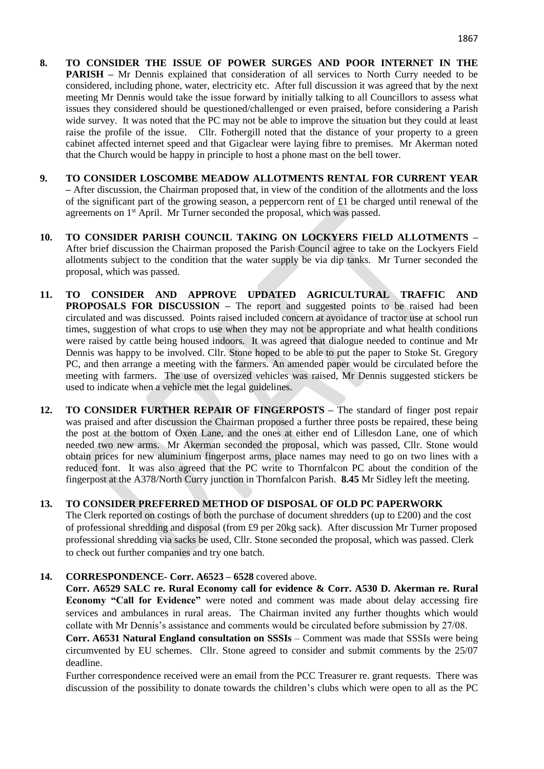**8. TO CONSIDER THE ISSUE OF POWER SURGES AND POOR INTERNET IN THE PARISH –** Mr Dennis explained that consideration of all services to North Curry needed to be considered, including phone, water, electricity etc. After full discussion it was agreed that by the next meeting Mr Dennis would take the issue forward by initially talking to all Councillors to assess what issues they considered should be questioned/challenged or even praised, before considering a Parish wide survey. It was noted that the PC may not be able to improve the situation but they could at least raise the profile of the issue. Cllr. Fothergill noted that the distance of your property to a green cabinet affected internet speed and that Gigaclear were laying fibre to premises. Mr Akerman noted that the Church would be happy in principle to host a phone mast on the bell tower.

**9. TO CONSIDER LOSCOMBE MEADOW ALLOTMENTS RENTAL FOR CURRENT YEAR –** After discussion, the Chairman proposed that, in view of the condition of the allotments and the loss of the significant part of the growing season, a peppercorn rent of £1 be charged until renewal of the agreements on 1st April. Mr Turner seconded the proposal, which was passed.

**10. TO CONSIDER PARISH COUNCIL TAKING ON LOCKYERS FIELD ALLOTMENTS –** After brief discussion the Chairman proposed the Parish Council agree to take on the Lockyers Field allotments subject to the condition that the water supply be via dip tanks. Mr Turner seconded the proposal, which was passed.

**11. TO CONSIDER AND APPROVE UPDATED AGRICULTURAL TRAFFIC AND PROPOSALS FOR DISCUSSION –** The report and suggested points to be raised had been circulated and was discussed. Points raised included concern at avoidance of tractor use at school run times, suggestion of what crops to use when they may not be appropriate and what health conditions were raised by cattle being housed indoors. It was agreed that dialogue needed to continue and Mr Dennis was happy to be involved. Cllr. Stone hoped to be able to put the paper to Stoke St. Gregory PC, and then arrange a meeting with the farmers. An amended paper would be circulated before the meeting with farmers. The use of oversized vehicles was raised, Mr Dennis suggested stickers be used to indicate when a vehicle met the legal guidelines.

**12. TO CONSIDER FURTHER REPAIR OF FINGERPOSTS –** The standard of finger post repair was praised and after discussion the Chairman proposed a further three posts be repaired, these being the post at the bottom of Oxen Lane, and the ones at either end of Lillesdon Lane, one of which needed two new arms. Mr Akerman seconded the proposal, which was passed, Cllr. Stone would obtain prices for new aluminium fingerpost arms, place names may need to go on two lines with a reduced font. It was also agreed that the PC write to Thornfalcon PC about the condition of the fingerpost at the A378/North Curry junction in Thornfalcon Parish. **8.45** Mr Sidley left the meeting.

**13. TO CONSIDER PREFERRED METHOD OF DISPOSAL OF OLD PC PAPERWORK**
The Clerk reported on costings of both the purchase of document shredders (up to £200) and the cost of professional shredding and disposal (from £9 per 20kg sack). After discussion Mr Turner proposed professional shredding via sacks be used, Cllr. Stone seconded the proposal, which was passed. Clerk to check out further companies and try one batch.

**14. CORRESPONDENCE- Corr. A6523 – 6528** covered above.
**Corr. A6529 SALC re. Rural Economy call for evidence & Corr. A530 D. Akerman re. Rural Economy "Call for Evidence"** were noted and comment was made about delay accessing fire services and ambulances in rural areas. The Chairman invited any further thoughts which would collate with Mr Dennis's assistance and comments would be circulated before submission by 27/08.
**Corr. A6531 Natural England consultation on SSSIs** – Comment was made that SSSIs were being circumvented by EU schemes. Cllr. Stone agreed to consider and submit comments by the 25/07 deadline.
Further correspondence received were an email from the PCC Treasurer re. grant requests. There was discussion of the possibility to donate towards the children's clubs which were open to all as the PC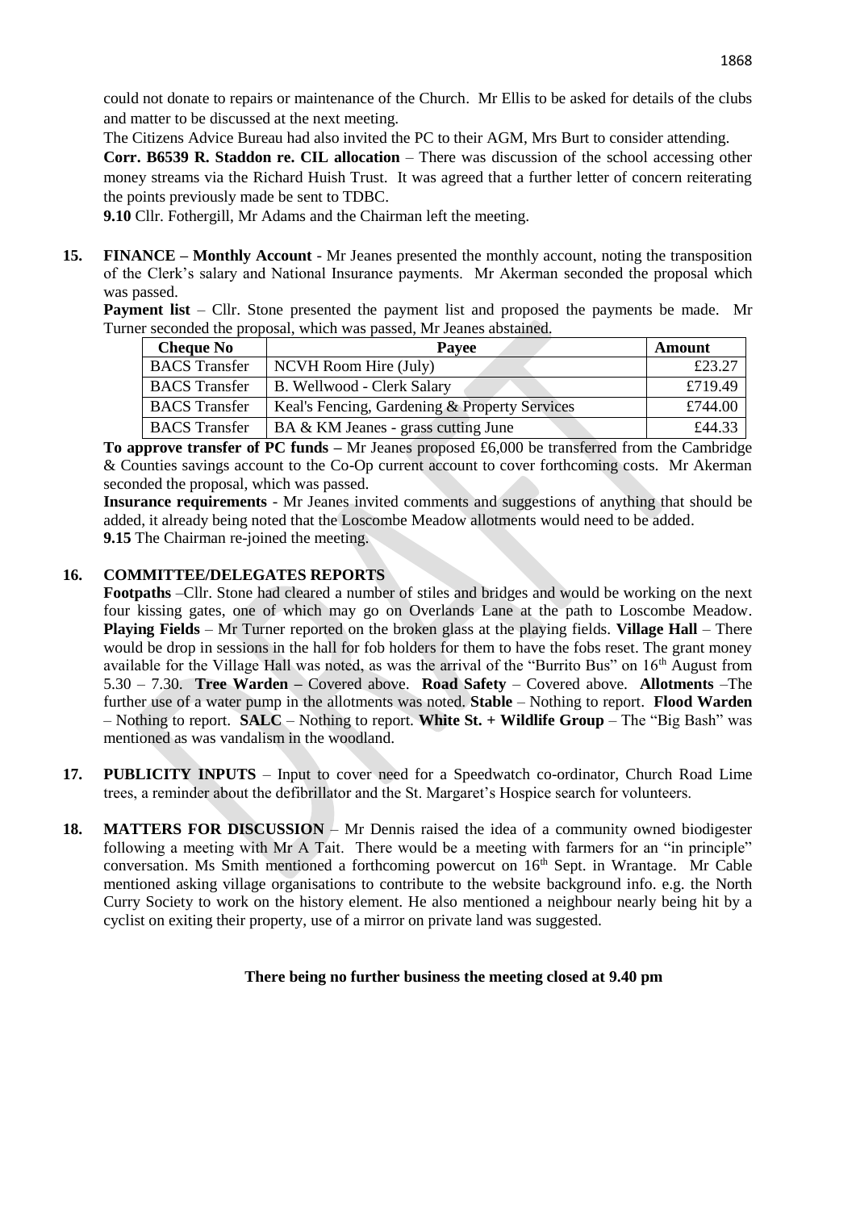could not donate to repairs or maintenance of the Church. Mr Ellis to be asked for details of the clubs and matter to be discussed at the next meeting.

The Citizens Advice Bureau had also invited the PC to their AGM, Mrs Burt to consider attending.

**Corr. B6539 R. Staddon re. CIL allocation** – There was discussion of the school accessing other money streams via the Richard Huish Trust. It was agreed that a further letter of concern reiterating the points previously made be sent to TDBC.

**9.10** Cllr. Fothergill, Mr Adams and the Chairman left the meeting.

**15. FINANCE – Monthly Account** - Mr Jeanes presented the monthly account, noting the transposition of the Clerk's salary and National Insurance payments. Mr Akerman seconded the proposal which was passed.

**Payment list** – Cllr. Stone presented the payment list and proposed the payments be made. Mr Turner seconded the proposal, which was passed, Mr Jeanes abstained.

| Cheque No | Payee | Amount |
|---|---|---|
| BACS Transfer | NCVH Room Hire (July) | £23.27 |
| BACS Transfer | B. Wellwood - Clerk Salary | £719.49 |
| BACS Transfer | Keal's Fencing, Gardening & Property Services | £744.00 |
| BACS Transfer | BA & KM Jeanes - grass cutting June | £44.33 |

**To approve transfer of PC funds –** Mr Jeanes proposed £6,000 be transferred from the Cambridge & Counties savings account to the Co-Op current account to cover forthcoming costs. Mr Akerman seconded the proposal, which was passed.

**Insurance requirements** - Mr Jeanes invited comments and suggestions of anything that should be added, it already being noted that the Loscombe Meadow allotments would need to be added.

**9.15** The Chairman re-joined the meeting.

**16. COMMITTEE/DELEGATES REPORTS**

**Footpaths** –Cllr. Stone had cleared a number of stiles and bridges and would be working on the next four kissing gates, one of which may go on Overlands Lane at the path to Loscombe Meadow. **Playing Fields** – Mr Turner reported on the broken glass at the playing fields. **Village Hall** – There would be drop in sessions in the hall for fob holders for them to have the fobs reset. The grant money available for the Village Hall was noted, as was the arrival of the "Burrito Bus" on 16th August from 5.30 – 7.30. **Tree Warden –** Covered above. **Road Safety** – Covered above. **Allotments** –The further use of a water pump in the allotments was noted. **Stable** – Nothing to report. **Flood Warden** – Nothing to report. **SALC** – Nothing to report. **White St. + Wildlife Group** – The "Big Bash" was mentioned as was vandalism in the woodland.

**17. PUBLICITY INPUTS** – Input to cover need for a Speedwatch co-ordinator, Church Road Lime trees, a reminder about the defibrillator and the St. Margaret's Hospice search for volunteers.

**18. MATTERS FOR DISCUSSION** – Mr Dennis raised the idea of a community owned biodigester following a meeting with Mr A Tait. There would be a meeting with farmers for an "in principle" conversation. Ms Smith mentioned a forthcoming powercut on 16th Sept. in Wrantage. Mr Cable mentioned asking village organisations to contribute to the website background info. e.g. the North Curry Society to work on the history element. He also mentioned a neighbour nearly being hit by a cyclist on exiting their property, use of a mirror on private land was suggested.

**There being no further business the meeting closed at 9.40 pm**